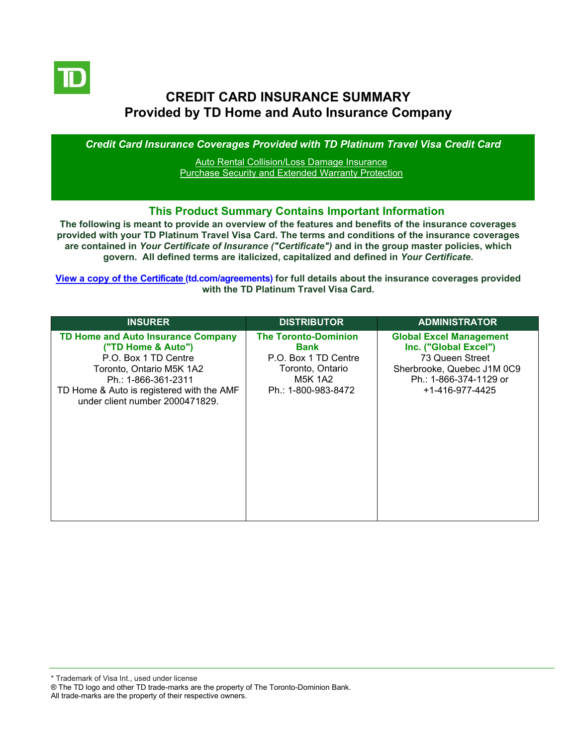# CREDIT CARD INSURANCE SUMMARY
# Provided by TD Home and Auto Insurance Company

***Credit Card Insurance Coverages Provided with TD Platinum Travel Visa Credit Card***

Auto Rental Collision/Loss Damage Insurance
Purchase Security and Extended Warranty Protection

## This Product Summary Contains Important Information

**The following is meant to provide an overview of the features and benefits of the insurance coverages provided with your TD Platinum Travel Visa Card. The terms and conditions of the insurance coverages are contained in *Your Certificate of Insurance ("Certificate")* and in the group master policies, which govern. All defined terms are italicized, capitalized and defined in *Your Certificate*.**

**View a copy of the Certificate (td.com/agreements) for full details about the insurance coverages provided with the TD Platinum Travel Visa Card.**

| INSURER | DISTRIBUTOR | ADMINISTRATOR |
| --- | --- | --- |
| **TD Home and Auto Insurance Company ("TD Home & Auto")** P.O. Box 1 TD Centre Toronto, Ontario M5K 1A2 Ph.: 1-866-361-2311 TD Home & Auto is registered with the AMF under client number 2000471829. | **The Toronto-Dominion Bank** P.O. Box 1 TD Centre Toronto, Ontario M5K 1A2 Ph.: 1-800-983-8472 | **Global Excel Management Inc. ("Global Excel")** 73 Queen Street Sherbrooke, Quebec J1M 0C9 Ph.: 1-866-374-1129 or +1-416-977-4425 |

* Trademark of Visa Int., used under license
® The TD logo and other TD trade-marks are the property of The Toronto-Dominion Bank.
All trade-marks are the property of their respective owners.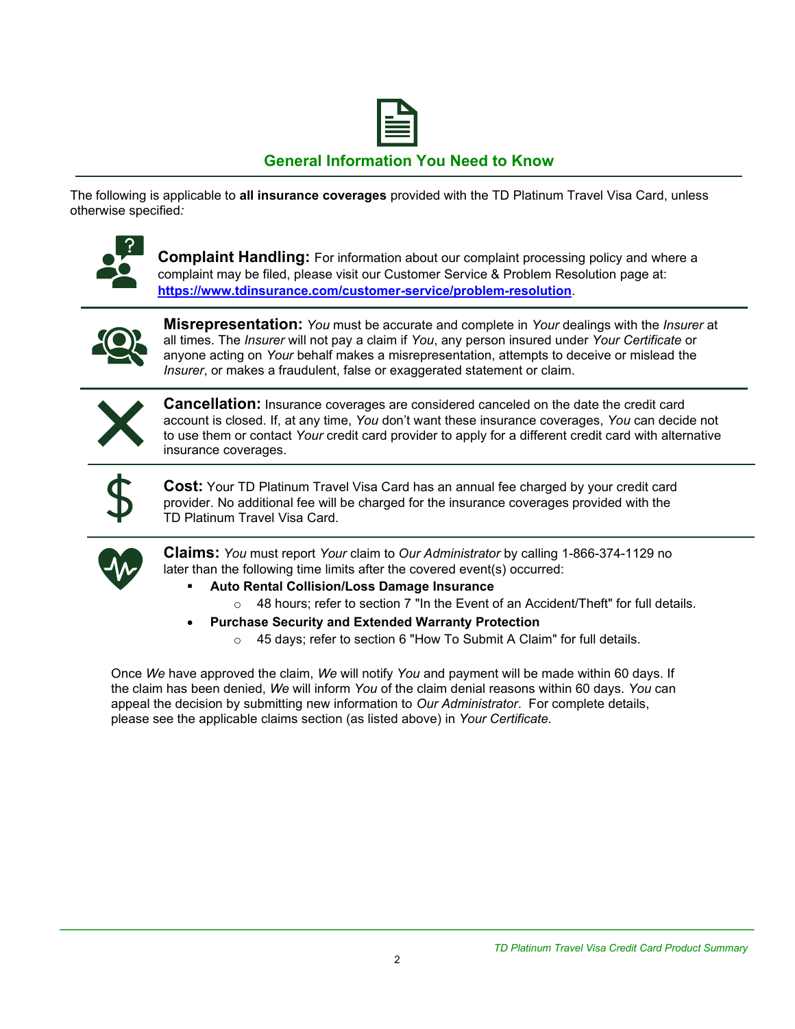## General Information You Need to Know

The following is applicable to **all insurance coverages** provided with the TD Platinum Travel Visa Card, unless otherwise specified*:*

**Complaint Handling:** For information about our complaint processing policy and where a complaint may be filed, please visit our Customer Service & Problem Resolution page at: **https://www.tdinsurance.com/customer-service/problem-resolution**.

**Misrepresentation:** *You* must be accurate and complete in *Your* dealings with the *Insurer* at all times. The *Insurer* will not pay a claim if *You*, any person insured under *Your Certificate* or anyone acting on *Your* behalf makes a misrepresentation, attempts to deceive or mislead the *Insurer*, or makes a fraudulent, false or exaggerated statement or claim.

**Cancellation:** Insurance coverages are considered canceled on the date the credit card account is closed. If, at any time, *You* don't want these insurance coverages, *You* can decide not to use them or contact *Your* credit card provider to apply for a different credit card with alternative insurance coverages.

**Cost:** Your TD Platinum Travel Visa Card has an annual fee charged by your credit card provider. No additional fee will be charged for the insurance coverages provided with the TD Platinum Travel Visa Card.

**Claims:** *You* must report *Your* claim to *Our Administrator* by calling 1-866-374-1129 no later than the following time limits after the covered event(s) occurred:

- **Auto Rental Collision/Loss Damage Insurance**
  - 48 hours; refer to section 7 "In the Event of an Accident/Theft" for full details.
- **Purchase Security and Extended Warranty Protection**
  - 45 days; refer to section 6 "How To Submit A Claim" for full details.

Once *We* have approved the claim, *We* will notify *You* and payment will be made within 60 days. If the claim has been denied, *We* will inform *You* of the claim denial reasons within 60 days. *You* can appeal the decision by submitting new information to *Our Administrator*. For complete details, please see the applicable claims section (as listed above) in *Your Certificate.*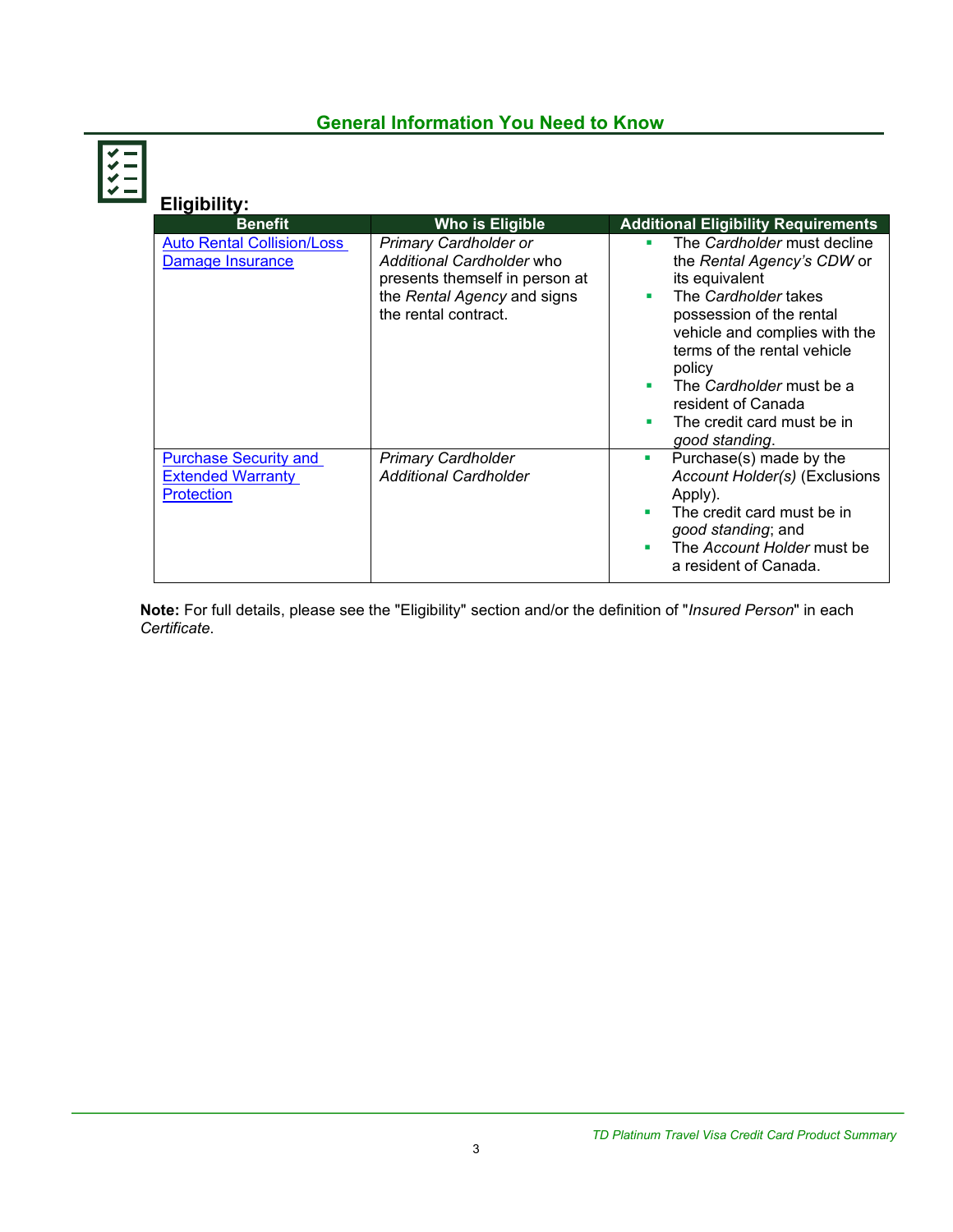## General Information You Need to Know

### Eligibility:

| Benefit | Who is Eligible | Additional Eligibility Requirements |
| --- | --- | --- |
| Auto Rental Collision/Loss Damage Insurance | *Primary Cardholder or Additional Cardholder* who presents themself in person at the *Rental Agency* and signs the rental contract. | • The *Cardholder* must decline the *Rental Agency's CDW* or its equivalent<br>• The *Cardholder* takes possession of the rental vehicle and complies with the terms of the rental vehicle policy<br>• The *Cardholder* must be a resident of Canada<br>• The credit card must be in *good standing*. |
| Purchase Security and Extended Warranty Protection | *Primary Cardholder*<br>*Additional Cardholder* | • Purchase(s) made by the *Account Holder(s)* (Exclusions Apply).<br>• The credit card must be in *good standing*; and<br>• The *Account Holder* must be a resident of Canada. |

**Note:** For full details, please see the "Eligibility" section and/or the definition of "*Insured Person*" in each *Certificate*.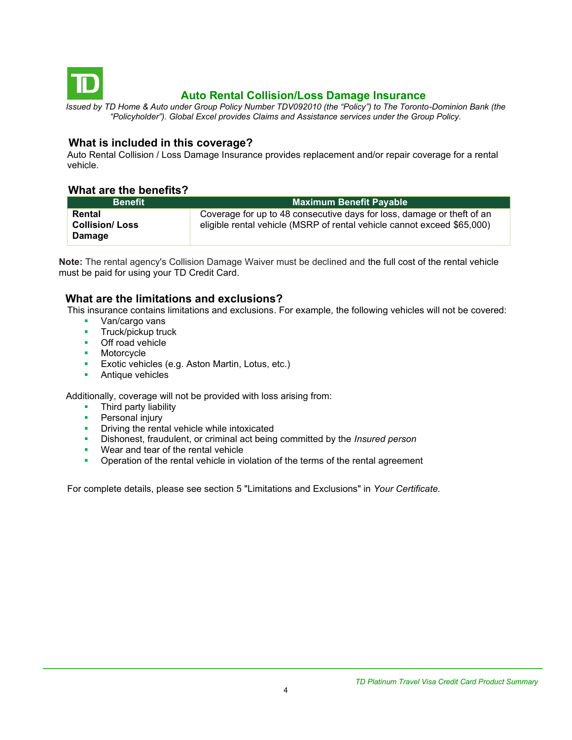## Auto Rental Collision/Loss Damage Insurance

*Issued by TD Home & Auto under Group Policy Number TDV092010 (the "Policy") to The Toronto-Dominion Bank (the "Policyholder"). Global Excel provides Claims and Assistance services under the Group Policy.*

### What is included in this coverage?

Auto Rental Collision / Loss Damage Insurance provides replacement and/or repair coverage for a rental vehicle.

### What are the benefits?

| Benefit | Maximum Benefit Payable |
|---|---|
| **Rental Collision/ Loss Damage** | Coverage for up to 48 consecutive days for loss, damage or theft of an eligible rental vehicle (MSRP of rental vehicle cannot exceed $65,000) |

**Note:** The rental agency's Collision Damage Waiver must be declined and the full cost of the rental vehicle must be paid for using your TD Credit Card.

### What are the limitations and exclusions?

This insurance contains limitations and exclusions. For example, the following vehicles will not be covered:

- Van/cargo vans
- Truck/pickup truck
- Off road vehicle
- Motorcycle
- Exotic vehicles (e.g. Aston Martin, Lotus, etc.)
- Antique vehicles

Additionally, coverage will not be provided with loss arising from:

- Third party liability
- Personal injury
- Driving the rental vehicle while intoxicated
- Dishonest, fraudulent, or criminal act being committed by the *Insured person*
- Wear and tear of the rental vehicle
- Operation of the rental vehicle in violation of the terms of the rental agreement

For complete details, please see section 5 "Limitations and Exclusions" in *Your Certificate*.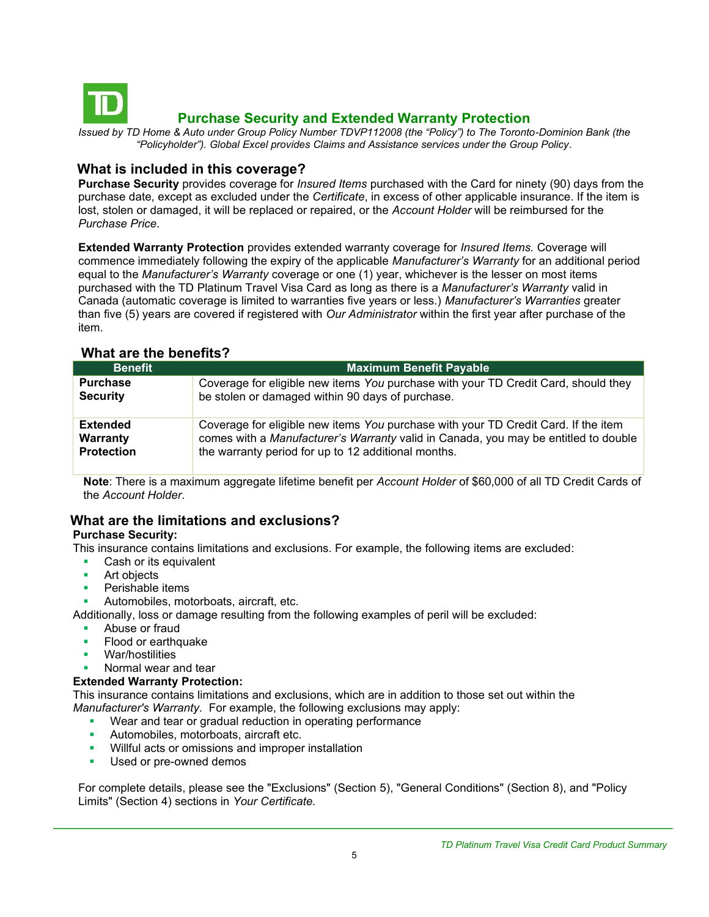## Purchase Security and Extended Warranty Protection

*Issued by TD Home & Auto under Group Policy Number TDVP112008 (the "Policy") to The Toronto-Dominion Bank (the "Policyholder"). Global Excel provides Claims and Assistance services under the Group Policy.*

### What is included in this coverage?

**Purchase Security** provides coverage for *Insured Items* purchased with the Card for ninety (90) days from the purchase date, except as excluded under the *Certificate*, in excess of other applicable insurance. If the item is lost, stolen or damaged, it will be replaced or repaired, or the *Account Holder* will be reimbursed for the *Purchase Price*.

**Extended Warranty Protection** provides extended warranty coverage for *Insured Items.* Coverage will commence immediately following the expiry of the applicable *Manufacturer's Warranty* for an additional period equal to the *Manufacturer's Warranty* coverage or one (1) year, whichever is the lesser on most items purchased with the TD Platinum Travel Visa Card as long as there is a *Manufacturer's Warranty* valid in Canada (automatic coverage is limited to warranties five years or less.) *Manufacturer's Warranties* greater than five (5) years are covered if registered with *Our Administrator* within the first year after purchase of the item.

### What are the benefits?

| Benefit | Maximum Benefit Payable |
|---|---|
| **Purchase Security** | Coverage for eligible new items *You* purchase with your TD Credit Card, should they be stolen or damaged within 90 days of purchase. |
| **Extended Warranty Protection** | Coverage for eligible new items *You* purchase with your TD Credit Card. If the item comes with a *Manufacturer's Warranty* valid in Canada, you may be entitled to double the warranty period for up to 12 additional months. |

**Note**: There is a maximum aggregate lifetime benefit per *Account Holder* of $60,000 of all TD Credit Cards of the *Account Holder*.

### What are the limitations and exclusions?

**Purchase Security:**

This insurance contains limitations and exclusions. For example, the following items are excluded:

- Cash or its equivalent
- Art objects
- Perishable items
- Automobiles, motorboats, aircraft, etc.

Additionally, loss or damage resulting from the following examples of peril will be excluded:

- Abuse or fraud
- Flood or earthquake
- War/hostilities
- Normal wear and tear

**Extended Warranty Protection:**

This insurance contains limitations and exclusions, which are in addition to those set out within the *Manufacturer's Warranty*. For example, the following exclusions may apply:

- Wear and tear or gradual reduction in operating performance
- Automobiles, motorboats, aircraft etc.
- Willful acts or omissions and improper installation
- Used or pre-owned demos

For complete details, please see the "Exclusions" (Section 5), "General Conditions" (Section 8), and "Policy Limits" (Section 4) sections in *Your Certificate.*